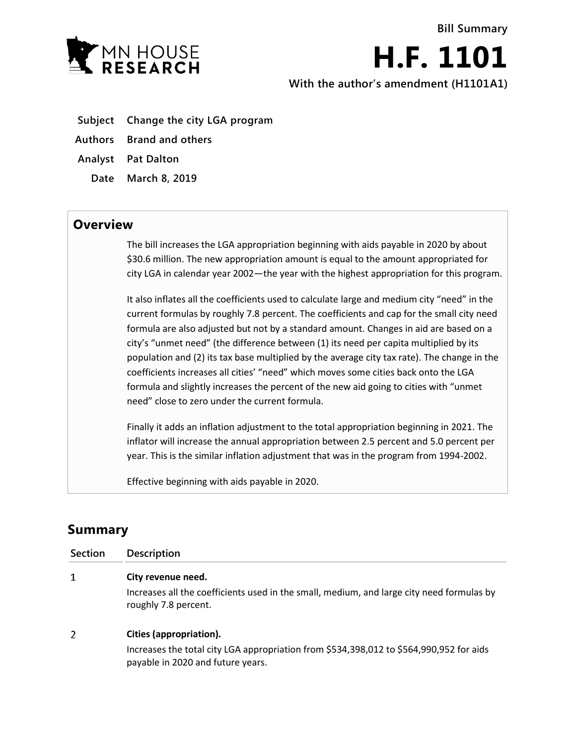**Bill Summary**

# H.F. 1101

**With the author's amendment (H1101A1)**

**Subject** Change the city LGA program

**Authors** Brand and others

**Analyst** Pat Dalton

**Date** March 8, 2019

## Overview

The bill increases the LGA appropriation beginning with aids payable in 2020 by about $30.6 million. The new appropriation amount is equal to the amount appropriated for city LGA in calendar year 2002—the year with the highest appropriation for this program.

It also inflates all the coefficients used to calculate large and medium city "need" in the current formulas by roughly 7.8 percent. The coefficients and cap for the small city need formula are also adjusted but not by a standard amount. Changes in aid are based on a city's "unmet need" (the difference between (1) its need per capita multiplied by its population and (2) its tax base multiplied by the average city tax rate). The change in the coefficients increases all cities' "need" which moves some cities back onto the LGA formula and slightly increases the percent of the new aid going to cities with "unmet need" close to zero under the current formula.

Finally it adds an inflation adjustment to the total appropriation beginning in 2021. The inflator will increase the annual appropriation between 2.5 percent and 5.0 percent per year. This is the similar inflation adjustment that was in the program from 1994-2002.

Effective beginning with aids payable in 2020.

## Summary

| Section | Description |
|---|---|
| 1 | **City revenue need.** Increases all the coefficients used in the small, medium, and large city need formulas by roughly 7.8 percent. |
| 2 | **Cities (appropriation).** Increases the total city LGA appropriation from $534,398,012 to $564,990,952 for aids payable in 2020 and future years. |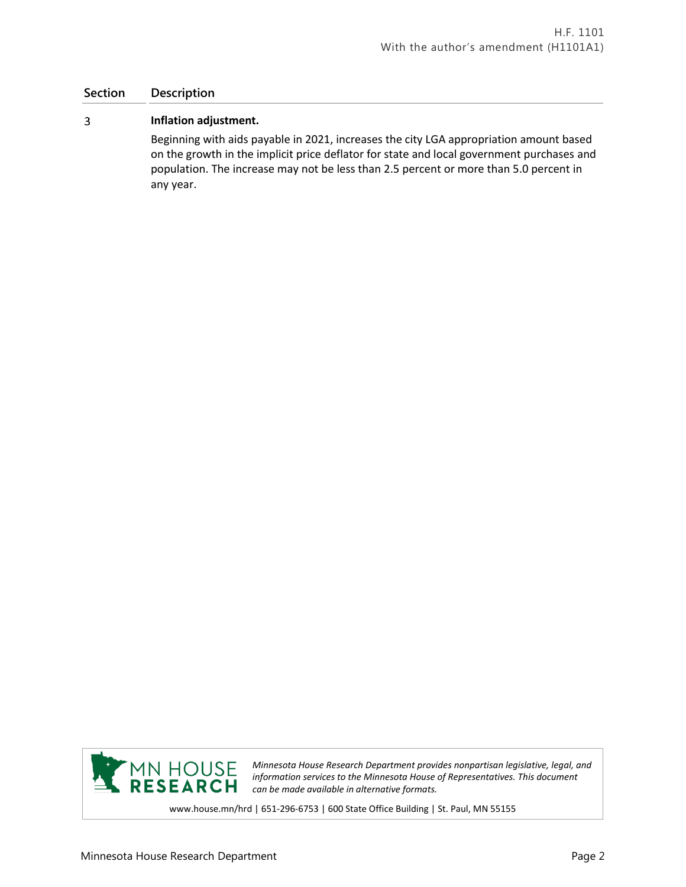| Section | Description |
|---|---|
| 3 | **Inflation adjustment.**<br><br>Beginning with aids payable in 2021, increases the city LGA appropriation amount based on the growth in the implicit price deflator for state and local government purchases and population. The increase may not be less than 2.5 percent or more than 5.0 percent in any year. |

MN HOUSE RESEARCH

*Minnesota House Research Department provides nonpartisan legislative, legal, and information services to the Minnesota House of Representatives. This document can be made available in alternative formats.*

www.house.mn/hrd | 651-296-6753 | 600 State Office Building | St. Paul, MN 55155